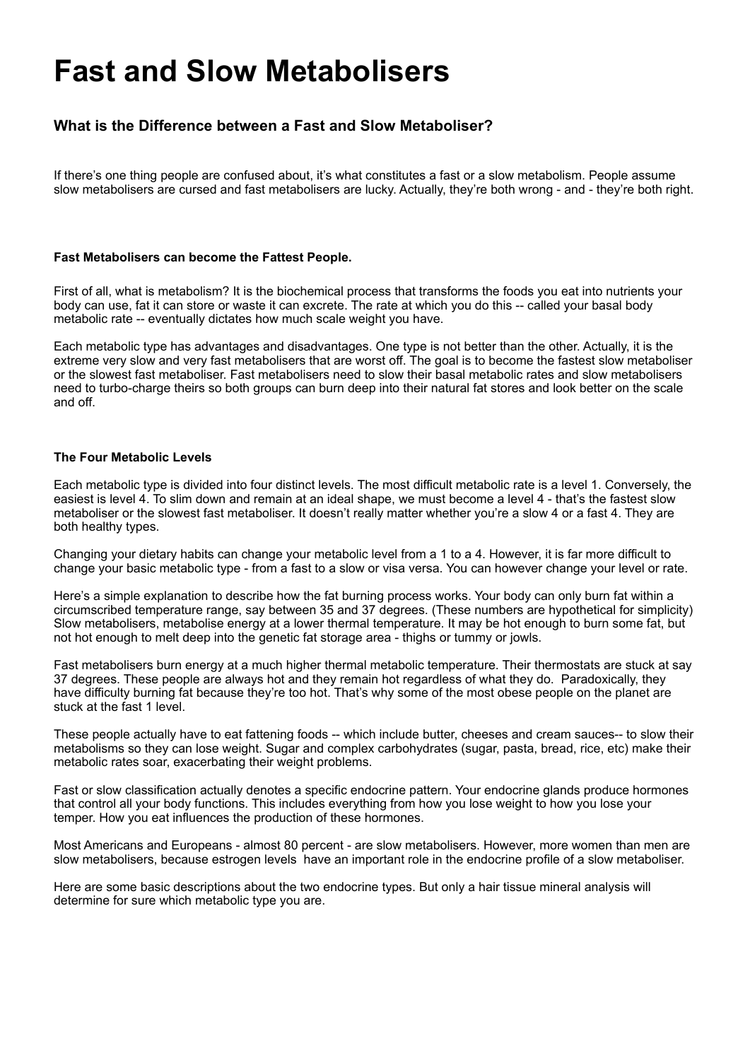# Fast and Slow Metabolisers

### What is the Difference between a Fast and Slow Metaboliser?

If there's one thing people are confused about, it's what constitutes a fast or a slow metabolism. People assume slow metabolisers are cursed and fast metabolisers are lucky. Actually, they're both wrong - and - they're both right.

**Fast Metabolisers can become the Fattest People.**

First of all, what is metabolism? It is the biochemical process that transforms the foods you eat into nutrients your body can use, fat it can store or waste it can excrete. The rate at which you do this -- called your basal body metabolic rate -- eventually dictates how much scale weight you have.

Each metabolic type has advantages and disadvantages. One type is not better than the other. Actually, it is the extreme very slow and very fast metabolisers that are worst off. The goal is to become the fastest slow metaboliser or the slowest fast metaboliser. Fast metabolisers need to slow their basal metabolic rates and slow metabolisers need to turbo-charge theirs so both groups can burn deep into their natural fat stores and look better on the scale and off.

**The Four Metabolic Levels**

Each metabolic type is divided into four distinct levels. The most difficult metabolic rate is a level 1. Conversely, the easiest is level 4. To slim down and remain at an ideal shape, we must become a level 4 - that's the fastest slow metaboliser or the slowest fast metaboliser. It doesn't really matter whether you're a slow 4 or a fast 4. They are both healthy types.

Changing your dietary habits can change your metabolic level from a 1 to a 4. However, it is far more difficult to change your basic metabolic type - from a fast to a slow or visa versa. You can however change your level or rate.

Here's a simple explanation to describe how the fat burning process works. Your body can only burn fat within a circumscribed temperature range, say between 35 and 37 degrees. (These numbers are hypothetical for simplicity) Slow metabolisers, metabolise energy at a lower thermal temperature. It may be hot enough to burn some fat, but not hot enough to melt deep into the genetic fat storage area - thighs or tummy or jowls.

Fast metabolisers burn energy at a much higher thermal metabolic temperature. Their thermostats are stuck at say 37 degrees. These people are always hot and they remain hot regardless of what they do. Paradoxically, they have difficulty burning fat because they're too hot. That's why some of the most obese people on the planet are stuck at the fast 1 level.

These people actually have to eat fattening foods -- which include butter, cheeses and cream sauces-- to slow their metabolisms so they can lose weight. Sugar and complex carbohydrates (sugar, pasta, bread, rice, etc) make their metabolic rates soar, exacerbating their weight problems.

Fast or slow classification actually denotes a specific endocrine pattern. Your endocrine glands produce hormones that control all your body functions. This includes everything from how you lose weight to how you lose your temper. How you eat influences the production of these hormones.

Most Americans and Europeans - almost 80 percent - are slow metabolisers. However, more women than men are slow metabolisers, because estrogen levels have an important role in the endocrine profile of a slow metaboliser.

Here are some basic descriptions about the two endocrine types. But only a hair tissue mineral analysis will determine for sure which metabolic type you are.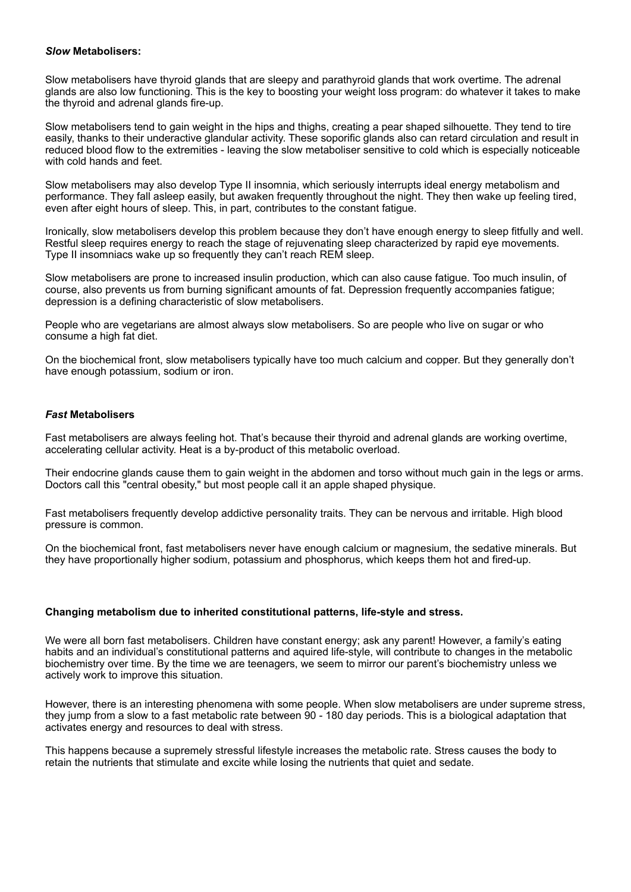***Slow* Metabolisers:**

Slow metabolisers have thyroid glands that are sleepy and parathyroid glands that work overtime. The adrenal glands are also low functioning. This is the key to boosting your weight loss program: do whatever it takes to make the thyroid and adrenal glands fire-up.

Slow metabolisers tend to gain weight in the hips and thighs, creating a pear shaped silhouette. They tend to tire easily, thanks to their underactive glandular activity. These soporific glands also can retard circulation and result in reduced blood flow to the extremities - leaving the slow metaboliser sensitive to cold which is especially noticeable with cold hands and feet.

Slow metabolisers may also develop Type II insomnia, which seriously interrupts ideal energy metabolism and performance. They fall asleep easily, but awaken frequently throughout the night. They then wake up feeling tired, even after eight hours of sleep. This, in part, contributes to the constant fatigue.

Ironically, slow metabolisers develop this problem because they don't have enough energy to sleep fitfully and well. Restful sleep requires energy to reach the stage of rejuvenating sleep characterized by rapid eye movements. Type II insomniacs wake up so frequently they can't reach REM sleep.

Slow metabolisers are prone to increased insulin production, which can also cause fatigue. Too much insulin, of course, also prevents us from burning significant amounts of fat. Depression frequently accompanies fatigue; depression is a defining characteristic of slow metabolisers.

People who are vegetarians are almost always slow metabolisers. So are people who live on sugar or who consume a high fat diet.

On the biochemical front, slow metabolisers typically have too much calcium and copper. But they generally don't have enough potassium, sodium or iron.

***Fast* Metabolisers**

Fast metabolisers are always feeling hot. That's because their thyroid and adrenal glands are working overtime, accelerating cellular activity. Heat is a by-product of this metabolic overload.

Their endocrine glands cause them to gain weight in the abdomen and torso without much gain in the legs or arms. Doctors call this "central obesity," but most people call it an apple shaped physique.

Fast metabolisers frequently develop addictive personality traits. They can be nervous and irritable. High blood pressure is common.

On the biochemical front, fast metabolisers never have enough calcium or magnesium, the sedative minerals. But they have proportionally higher sodium, potassium and phosphorus, which keeps them hot and fired-up.

**Changing metabolism due to inherited constitutional patterns, life-style and stress.**

We were all born fast metabolisers. Children have constant energy; ask any parent! However, a family's eating habits and an individual's constitutional patterns and aquired life-style, will contribute to changes in the metabolic biochemistry over time. By the time we are teenagers, we seem to mirror our parent's biochemistry unless we actively work to improve this situation.

However, there is an interesting phenomena with some people. When slow metabolisers are under supreme stress, they jump from a slow to a fast metabolic rate between 90 - 180 day periods. This is a biological adaptation that activates energy and resources to deal with stress.

This happens because a supremely stressful lifestyle increases the metabolic rate. Stress causes the body to retain the nutrients that stimulate and excite while losing the nutrients that quiet and sedate.